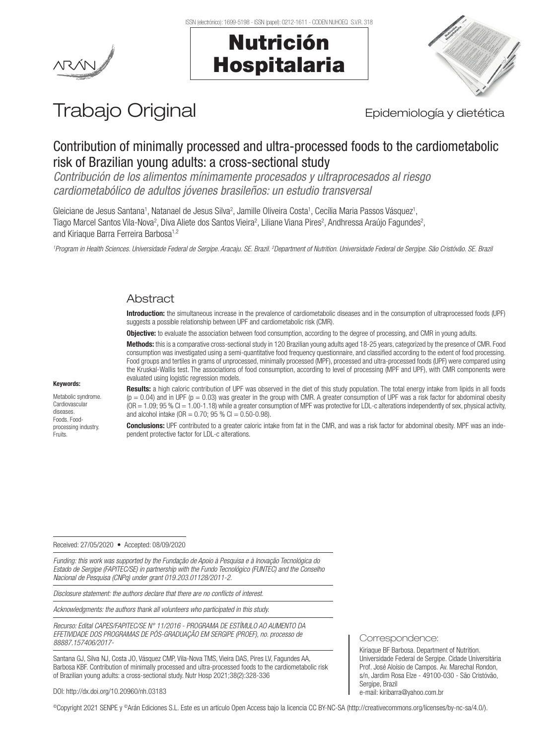# Trabajo Original

Epidemiología y dietética

## Contribution of minimally processed and ultra-processed foods to the cardiometabolic risk of Brazilian young adults: a cross-sectional study

*Contribución de los alimentos mínimamente procesados y ultraprocesados al riesgo cardiometabólico de adultos jóvenes brasileños: un estudio transversal*

Gleiciane de Jesus Santana[1], Natanael de Jesus Silva[2], Jamille Oliveira Costa[1], Cecília Maria Passos Vásquez[1], Tiago Marcel Santos Vila-Nova[2], Diva Aliete dos Santos Vieira[2], Liliane Viana Pires[2], Andhressa Araújo Fagundes[2], and Kiriaque Barra Ferreira Barbosa[1,2]

[1]*Program in Health Sciences. Universidade Federal de Sergipe. Aracaju. SE. Brazil.* [2]*Department of Nutrition. Universidade Federal de Sergipe. São Cristóvão. SE. Brazil*

## Abstract

**Introduction:** the simultaneous increase in the prevalence of cardiometabolic diseases and in the consumption of ultraprocessed foods (UPF) suggests a possible relationship between UPF and cardiometabolic risk (CMR).

**Objective:** to evaluate the association between food consumption, according to the degree of processing, and CMR in young adults.

**Methods:** this is a comparative cross-sectional study in 120 Brazilian young adults aged 18-25 years, categorized by the presence of CMR. Food consumption was investigated using a semi-quantitative food frequency questionnaire, and classified according to the extent of food processing. Food groups and tertiles in grams of unprocessed, minimally processed (MPF), processed and ultra-processed foods (UPF) were compared using the Kruskal-Wallis test. The associations of food consumption, according to level of processing (MPF and UPF), with CMR components were evaluated using logistic regression models.

**Results:** a high caloric contribution of UPF was observed in the diet of this study population. The total energy intake from lipids in all foods ($p = 0.04$) and in UPF ($p = 0.03$) was greater in the group with CMR. A greater consumption of UPF was a risk factor for abdominal obesity (OR = 1.09; 95 % CI = 1.00-1.18) while a greater consumption of MPF was protective for LDL-c alterations independently of sex, physical activity, and alcohol intake (OR = 0.70; 95 % CI = 0.50-0.98).

**Conclusions:** UPF contributed to a greater caloric intake from fat in the CMR, and was a risk factor for abdominal obesity. MPF was an independent protective factor for LDL-c alterations.

**Keywords:**

Metabolic syndrome. Cardiovascular diseases. Foods. Food-processing industry. Fruits.

Received: 27/05/2020 • Accepted: 08/09/2020

*Funding: this work was supported by the Fundação de Apoio à Pesquisa e à Inovação Tecnológica do Estado de Sergipe (FAPITEC/SE) in partnership with the Fundo Tecnológico (FUNTEC) and the Conselho Nacional de Pesquisa (CNPq) under grant 019.203.01128/2011-2.*

*Disclosure statement: the authors declare that there are no conflicts of interest.*

*Acknowledgments: the authors thank all volunteers who participated in this study.*

*Recurso: Edital CAPES/FAPITEC/SE N° 11/2016 - PROGRAMA DE ESTÍMULO AO AUMENTO DA EFETIVIDADE DOS PROGRAMAS DE PÓS-GRADUAÇÃO EM SERGIPE (PROEF), no. processo de 88887.157406/2017-*

Santana GJ, Silva NJ, Costa JO, Vásquez CMP, Vila-Nova TMS, Vieira DAS, Pires LV, Fagundes AA, Barbosa KBF. Contribution of minimally processed and ultra-processed foods to the cardiometabolic risk of Brazilian young adults: a cross-sectional study. Nutr Hosp 2021;38(2):328-336

DOI: http://dx.doi.org/10.20960/nh.03183

**Correspondence:**

Kiriaque BF Barbosa. Department of Nutrition. Universidade Federal de Sergipe. Cidade Universitária Prof. José Aloísio de Campos. Av. Marechal Rondon, s/n, Jardim Rosa Elze - 49100-030 - São Cristóvão, Sergipe, Brazil
e-mail: kiribarra@yahoo.com.br

©Copyright 2021 SENPE y ©Arán Ediciones S.L. Este es un artículo Open Access bajo la licencia CC BY-NC-SA (http://creativecommons.org/licenses/by-nc-sa/4.0/).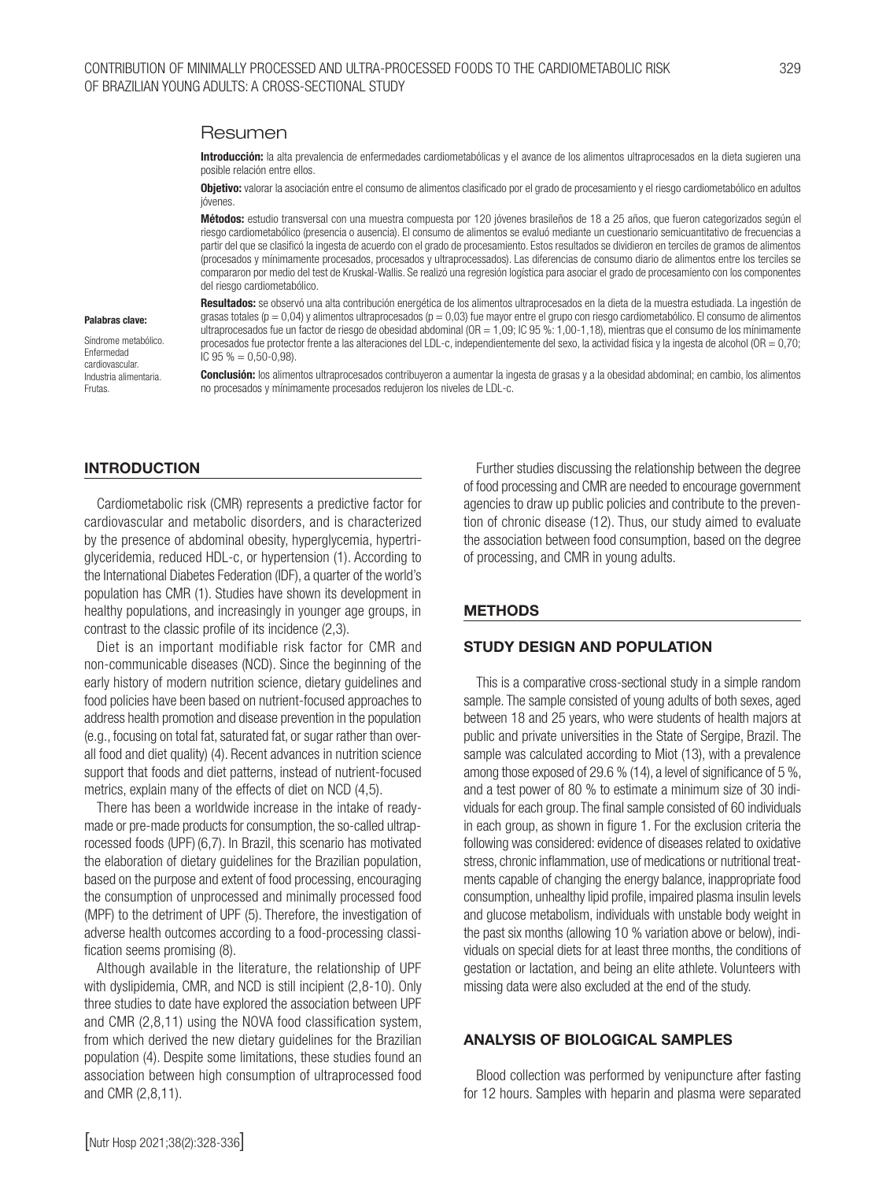## Resumen

**Introducción:** la alta prevalencia de enfermedades cardiometabólicas y el avance de los alimentos ultraprocesados en la dieta sugieren una posible relación entre ellos.

**Objetivo:** valorar la asociación entre el consumo de alimentos clasificado por el grado de procesamiento y el riesgo cardiometabólico en adultos jóvenes.

**Métodos:** estudio transversal con una muestra compuesta por 120 jóvenes brasileños de 18 a 25 años, que fueron categorizados según el riesgo cardiometabólico (presencia o ausencia). El consumo de alimentos se evaluó mediante un cuestionario semicuantitativo de frecuencias a partir del que se clasificó la ingesta de acuerdo con el grado de procesamiento. Estos resultados se dividieron en terciles de gramos de alimentos (procesados y mínimamente procesados, procesados y ultraprocessados). Las diferencias de consumo diario de alimentos entre los terciles se compararon por medio del test de Kruskal-Wallis. Se realizó una regresión logística para asociar el grado de procesamiento con los componentes del riesgo cardiometabólico.

**Resultados:** se observó una alta contribución energética de los alimentos ultraprocesados en la dieta de la muestra estudiada. La ingestión de grasas totales (p = 0,04) y alimentos ultraprocesados (p = 0,03) fue mayor entre el grupo con riesgo cardiometabólico. El consumo de alimentos ultraprocesados fue un factor de riesgo de obesidad abdominal (OR = 1,09; IC 95 %: 1,00-1,18), mientras que el consumo de los mínimamente procesados fue protector frente a las alteraciones del LDL-c, independientemente del sexo, la actividad física y la ingesta de alcohol (OR = 0,70; IC 95 % = 0,50-0,98).

**Conclusión:** los alimentos ultraprocesados contribuyeron a aumentar la ingesta de grasas y a la obesidad abdominal; en cambio, los alimentos no procesados y mínimamente procesados redujeron los niveles de LDL-c.

**Palabras clave:**

Síndrome metabólico. Enfermedad cardiovascular. Industria alimentaria. Frutas.

## INTRODUCTION

Cardiometabolic risk (CMR) represents a predictive factor for cardiovascular and metabolic disorders, and is characterized by the presence of abdominal obesity, hyperglycemia, hypertriglyceridemia, reduced HDL-c, or hypertension (1). According to the International Diabetes Federation (IDF), a quarter of the world's population has CMR (1). Studies have shown its development in healthy populations, and increasingly in younger age groups, in contrast to the classic profile of its incidence (2,3).

Diet is an important modifiable risk factor for CMR and non-communicable diseases (NCD). Since the beginning of the early history of modern nutrition science, dietary guidelines and food policies have been based on nutrient-focused approaches to address health promotion and disease prevention in the population (e.g., focusing on total fat, saturated fat, or sugar rather than overall food and diet quality) (4). Recent advances in nutrition science support that foods and diet patterns, instead of nutrient-focused metrics, explain many of the effects of diet on NCD (4,5).

There has been a worldwide increase in the intake of ready-made or pre-made products for consumption, the so-called ultraprocessed foods (UPF) (6,7). In Brazil, this scenario has motivated the elaboration of dietary guidelines for the Brazilian population, based on the purpose and extent of food processing, encouraging the consumption of unprocessed and minimally processed food (MPF) to the detriment of UPF (5). Therefore, the investigation of adverse health outcomes according to a food-processing classification seems promising (8).

Although available in the literature, the relationship of UPF with dyslipidemia, CMR, and NCD is still incipient (2,8-10). Only three studies to date have explored the association between UPF and CMR (2,8,11) using the NOVA food classification system, from which derived the new dietary guidelines for the Brazilian population (4). Despite some limitations, these studies found an association between high consumption of ultraprocessed food and CMR (2,8,11).

Further studies discussing the relationship between the degree of food processing and CMR are needed to encourage government agencies to draw up public policies and contribute to the prevention of chronic disease (12). Thus, our study aimed to evaluate the association between food consumption, based on the degree of processing, and CMR in young adults.

## METHODS

### STUDY DESIGN AND POPULATION

This is a comparative cross-sectional study in a simple random sample. The sample consisted of young adults of both sexes, aged between 18 and 25 years, who were students of health majors at public and private universities in the State of Sergipe, Brazil. The sample was calculated according to Miot (13), with a prevalence among those exposed of 29.6 % (14), a level of significance of 5 %, and a test power of 80 % to estimate a minimum size of 30 individuals for each group. The final sample consisted of 60 individuals in each group, as shown in figure 1. For the exclusion criteria the following was considered: evidence of diseases related to oxidative stress, chronic inflammation, use of medications or nutritional treatments capable of changing the energy balance, inappropriate food consumption, unhealthy lipid profile, impaired plasma insulin levels and glucose metabolism, individuals with unstable body weight in the past six months (allowing 10 % variation above or below), individuals on special diets for at least three months, the conditions of gestation or lactation, and being an elite athlete. Volunteers with missing data were also excluded at the end of the study.

### ANALYSIS OF BIOLOGICAL SAMPLES

Blood collection was performed by venipuncture after fasting for 12 hours. Samples with heparin and plasma were separated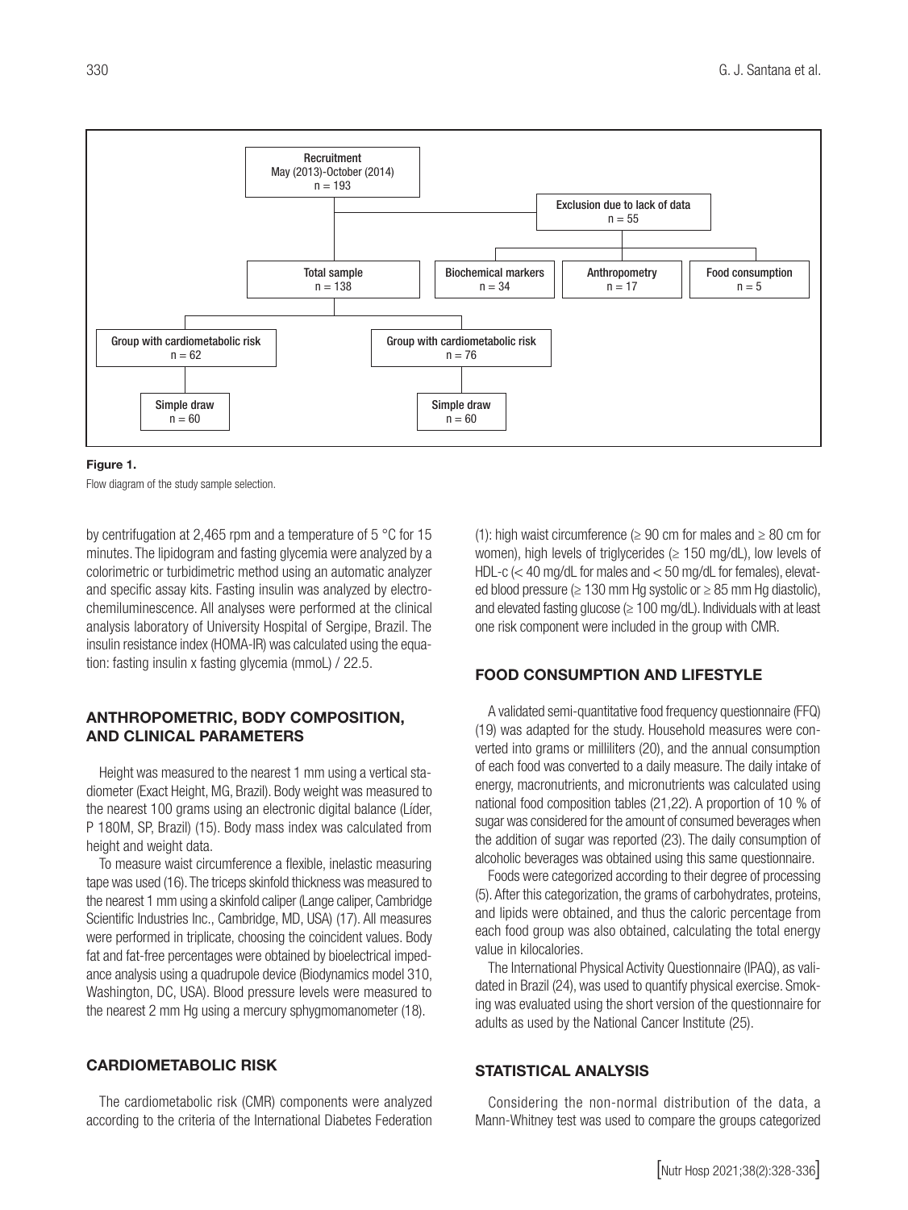Recruitment
May (2013)-October (2014)
n = 193

Exclusion due to lack of data
n = 55

Total sample
n = 138

Biochemical markers
n = 34

Anthropometry
n = 17

Food consumption
n = 5

Group with cardiometabolic risk
n = 62

Group with cardiometabolic risk
n = 76

Simple draw
n = 60

Simple draw
n = 60

**Figure 1.**

Flow diagram of the study sample selection.

by centrifugation at 2,465 rpm and a temperature of 5 °C for 15 minutes. The lipidogram and fasting glycemia were analyzed by a colorimetric or turbidimetric method using an automatic analyzer and specific assay kits. Fasting insulin was analyzed by electrochemiluminescence. All analyses were performed at the clinical analysis laboratory of University Hospital of Sergipe, Brazil. The insulin resistance index (HOMA-IR) was calculated using the equation: fasting insulin x fasting glycemia (mmoL) / 22.5.

## ANTHROPOMETRIC, BODY COMPOSITION, AND CLINICAL PARAMETERS

Height was measured to the nearest 1 mm using a vertical stadiometer (Exact Height, MG, Brazil). Body weight was measured to the nearest 100 grams using an electronic digital balance (Líder, P 180M, SP, Brazil) (15). Body mass index was calculated from height and weight data.

To measure waist circumference a flexible, inelastic measuring tape was used (16). The triceps skinfold thickness was measured to the nearest 1 mm using a skinfold caliper (Lange caliper, Cambridge Scientific Industries Inc., Cambridge, MD, USA) (17). All measures were performed in triplicate, choosing the coincident values. Body fat and fat-free percentages were obtained by bioelectrical impedance analysis using a quadrupole device (Biodynamics model 310, Washington, DC, USA). Blood pressure levels were measured to the nearest 2 mm Hg using a mercury sphygmomanometer (18).

## CARDIOMETABOLIC RISK

The cardiometabolic risk (CMR) components were analyzed according to the criteria of the International Diabetes Federation (1): high waist circumference (≥ 90 cm for males and ≥ 80 cm for women), high levels of triglycerides (≥ 150 mg/dL), low levels of HDL-c (< 40 mg/dL for males and < 50 mg/dL for females), elevated blood pressure (≥ 130 mm Hg systolic or ≥ 85 mm Hg diastolic), and elevated fasting glucose (≥ 100 mg/dL). Individuals with at least one risk component were included in the group with CMR.

## FOOD CONSUMPTION AND LIFESTYLE

A validated semi-quantitative food frequency questionnaire (FFQ) (19) was adapted for the study. Household measures were converted into grams or milliliters (20), and the annual consumption of each food was converted to a daily measure. The daily intake of energy, macronutrients, and micronutrients was calculated using national food composition tables (21,22). A proportion of 10 % of sugar was considered for the amount of consumed beverages when the addition of sugar was reported (23). The daily consumption of alcoholic beverages was obtained using this same questionnaire.

Foods were categorized according to their degree of processing (5). After this categorization, the grams of carbohydrates, proteins, and lipids were obtained, and thus the caloric percentage from each food group was also obtained, calculating the total energy value in kilocalories.

The International Physical Activity Questionnaire (IPAQ), as validated in Brazil (24), was used to quantify physical exercise. Smoking was evaluated using the short version of the questionnaire for adults as used by the National Cancer Institute (25).

## STATISTICAL ANALYSIS

Considering the non-normal distribution of the data, a Mann-Whitney test was used to compare the groups categorized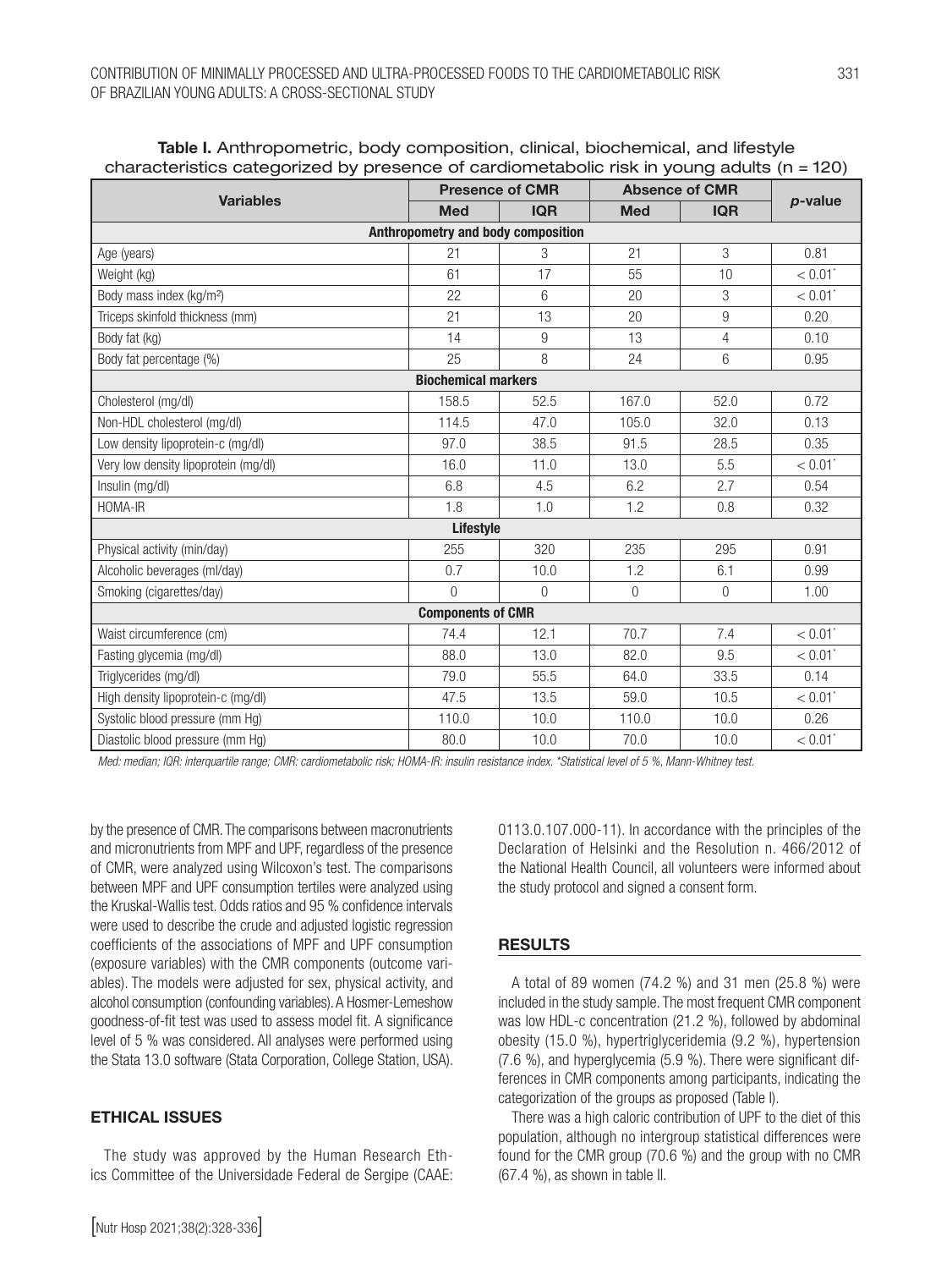**Table I.** Anthropometric, body composition, clinical, biochemical, and lifestyle characteristics categorized by presence of cardiometabolic risk in young adults (n = 120)

| Variables | Presence of CMR | | Absence of CMR | | *p*-value |
|---|---|---|---|---|---|
| | **Med** | **IQR** | **Med** | **IQR** | |
| **Anthropometry and body composition** | | | | | |
| Age (years) | 21 | 3 | 21 | 3 | 0.81 |
| Weight (kg) | 61 | 17 | 55 | 10 | < 0.01* |
| Body mass index (kg/m²) | 22 | 6 | 20 | 3 | < 0.01* |
| Triceps skinfold thickness (mm) | 21 | 13 | 20 | 9 | 0.20 |
| Body fat (kg) | 14 | 9 | 13 | 4 | 0.10 |
| Body fat percentage (%) | 25 | 8 | 24 | 6 | 0.95 |
| **Biochemical markers** | | | | | |
| Cholesterol (mg/dl) | 158.5 | 52.5 | 167.0 | 52.0 | 0.72 |
| Non-HDL cholesterol (mg/dl) | 114.5 | 47.0 | 105.0 | 32.0 | 0.13 |
| Low density lipoprotein-c (mg/dl) | 97.0 | 38.5 | 91.5 | 28.5 | 0.35 |
| Very low density lipoprotein (mg/dl) | 16.0 | 11.0 | 13.0 | 5.5 | < 0.01* |
| Insulin (mg/dl) | 6.8 | 4.5 | 6.2 | 2.7 | 0.54 |
| HOMA-IR | 1.8 | 1.0 | 1.2 | 0.8 | 0.32 |
| **Lifestyle** | | | | | |
| Physical activity (min/day) | 255 | 320 | 235 | 295 | 0.91 |
| Alcoholic beverages (ml/day) | 0.7 | 10.0 | 1.2 | 6.1 | 0.99 |
| Smoking (cigarettes/day) | 0 | 0 | 0 | 0 | 1.00 |
| **Components of CMR** | | | | | |
| Waist circumference (cm) | 74.4 | 12.1 | 70.7 | 7.4 | < 0.01* |
| Fasting glycemia (mg/dl) | 88.0 | 13.0 | 82.0 | 9.5 | < 0.01* |
| Triglycerides (mg/dl) | 79.0 | 55.5 | 64.0 | 33.5 | 0.14 |
| High density lipoprotein-c (mg/dl) | 47.5 | 13.5 | 59.0 | 10.5 | < 0.01* |
| Systolic blood pressure (mm Hg) | 110.0 | 10.0 | 110.0 | 10.0 | 0.26 |
| Diastolic blood pressure (mm Hg) | 80.0 | 10.0 | 70.0 | 10.0 | < 0.01* |

*Med: median; IQR: interquartile range; CMR: cardiometabolic risk; HOMA-IR: insulin resistance index. *Statistical level of 5 %, Mann-Whitney test.*

by the presence of CMR. The comparisons between macronutrients and micronutrients from MPF and UPF, regardless of the presence of CMR, were analyzed using Wilcoxon's test. The comparisons between MPF and UPF consumption tertiles were analyzed using the Kruskal-Wallis test. Odds ratios and 95 % confidence intervals were used to describe the crude and adjusted logistic regression coefficients of the associations of MPF and UPF consumption (exposure variables) with the CMR components (outcome variables). The models were adjusted for sex, physical activity, and alcohol consumption (confounding variables). A Hosmer-Lemeshow goodness-of-fit test was used to assess model fit. A significance level of 5 % was considered. All analyses were performed using the Stata 13.0 software (Stata Corporation, College Station, USA).

## ETHICAL ISSUES

The study was approved by the Human Research Ethics Committee of the Universidade Federal de Sergipe (CAAE: 0113.0.107.000-11). In accordance with the principles of the Declaration of Helsinki and the Resolution n. 466/2012 of the National Health Council, all volunteers were informed about the study protocol and signed a consent form.

## RESULTS

A total of 89 women (74.2 %) and 31 men (25.8 %) were included in the study sample. The most frequent CMR component was low HDL-c concentration (21.2 %), followed by abdominal obesity (15.0 %), hypertriglyceridemia (9.2 %), hypertension (7.6 %), and hyperglycemia (5.9 %). There were significant differences in CMR components among participants, indicating the categorization of the groups as proposed (Table I).

There was a high caloric contribution of UPF to the diet of this population, although no intergroup statistical differences were found for the CMR group (70.6 %) and the group with no CMR (67.4 %), as shown in table II.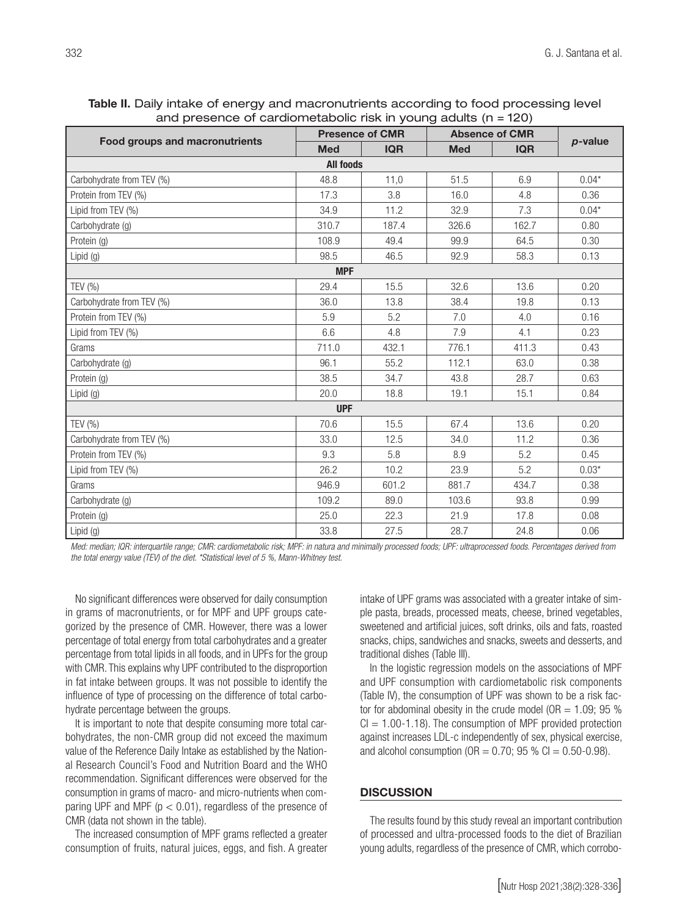**Table II.** Daily intake of energy and macronutrients according to food processing level and presence of cardiometabolic risk in young adults (n = 120)

| Food groups and macronutrients | Presence of CMR | | Absence of CMR | | *p*-value |
|---|---|---|---|---|---|
| | **Med** | **IQR** | **Med** | **IQR** | |
| **All foods** | | | | | |
| Carbohydrate from TEV (%) | 48.8 | 11,0 | 51.5 | 6.9 | 0.04* |
| Protein from TEV (%) | 17.3 | 3.8 | 16.0 | 4.8 | 0.36 |
| Lipid from TEV (%) | 34.9 | 11.2 | 32.9 | 7.3 | 0.04* |
| Carbohydrate (g) | 310.7 | 187.4 | 326.6 | 162.7 | 0.80 |
| Protein (g) | 108.9 | 49.4 | 99.9 | 64.5 | 0.30 |
| Lipid (g) | 98.5 | 46.5 | 92.9 | 58.3 | 0.13 |
| **MPF** | | | | | |
| TEV (%) | 29.4 | 15.5 | 32.6 | 13.6 | 0.20 |
| Carbohydrate from TEV (%) | 36.0 | 13.8 | 38.4 | 19.8 | 0.13 |
| Protein from TEV (%) | 5.9 | 5.2 | 7.0 | 4.0 | 0.16 |
| Lipid from TEV (%) | 6.6 | 4.8 | 7.9 | 4.1 | 0.23 |
| Grams | 711.0 | 432.1 | 776.1 | 411.3 | 0.43 |
| Carbohydrate (g) | 96.1 | 55.2 | 112.1 | 63.0 | 0.38 |
| Protein (g) | 38.5 | 34.7 | 43.8 | 28.7 | 0.63 |
| Lipid (g) | 20.0 | 18.8 | 19.1 | 15.1 | 0.84 |
| **UPF** | | | | | |
| TEV (%) | 70.6 | 15.5 | 67.4 | 13.6 | 0.20 |
| Carbohydrate from TEV (%) | 33.0 | 12.5 | 34.0 | 11.2 | 0.36 |
| Protein from TEV (%) | 9.3 | 5.8 | 8.9 | 5.2 | 0.45 |
| Lipid from TEV (%) | 26.2 | 10.2 | 23.9 | 5.2 | 0.03* |
| Grams | 946.9 | 601.2 | 881.7 | 434.7 | 0.38 |
| Carbohydrate (g) | 109.2 | 89.0 | 103.6 | 93.8 | 0.99 |
| Protein (g) | 25.0 | 22.3 | 21.9 | 17.8 | 0.08 |
| Lipid (g) | 33.8 | 27.5 | 28.7 | 24.8 | 0.06 |

*Med: median; IQR: interquartile range; CMR: cardiometabolic risk; MPF: in natura and minimally processed foods; UPF: ultraprocessed foods. Percentages derived from the total energy value (TEV) of the diet. *Statistical level of 5 %, Mann-Whitney test.*

No significant differences were observed for daily consumption in grams of macronutrients, or for MPF and UPF groups categorized by the presence of CMR. However, there was a lower percentage of total energy from total carbohydrates and a greater percentage from total lipids in all foods, and in UPFs for the group with CMR. This explains why UPF contributed to the disproportion in fat intake between groups. It was not possible to identify the influence of type of processing on the difference of total carbohydrate percentage between the groups.

It is important to note that despite consuming more total carbohydrates, the non-CMR group did not exceed the maximum value of the Reference Daily Intake as established by the National Research Council's Food and Nutrition Board and the WHO recommendation. Significant differences were observed for the consumption in grams of macro- and micro-nutrients when comparing UPF and MPF ($p < 0.01$), regardless of the presence of CMR (data not shown in the table).

The increased consumption of MPF grams reflected a greater consumption of fruits, natural juices, eggs, and fish. A greater intake of UPF grams was associated with a greater intake of simple pasta, breads, processed meats, cheese, brined vegetables, sweetened and artificial juices, soft drinks, oils and fats, roasted snacks, chips, sandwiches and snacks, sweets and desserts, and traditional dishes (Table III).

In the logistic regression models on the associations of MPF and UPF consumption with cardiometabolic risk components (Table IV), the consumption of UPF was shown to be a risk factor for abdominal obesity in the crude model (OR = 1.09; 95 % CI = 1.00-1.18). The consumption of MPF provided protection against increases LDL-c independently of sex, physical exercise, and alcohol consumption (OR = 0.70; 95 % CI = 0.50-0.98).

## DISCUSSION

The results found by this study reveal an important contribution of processed and ultra-processed foods to the diet of Brazilian young adults, regardless of the presence of CMR, which corrobo-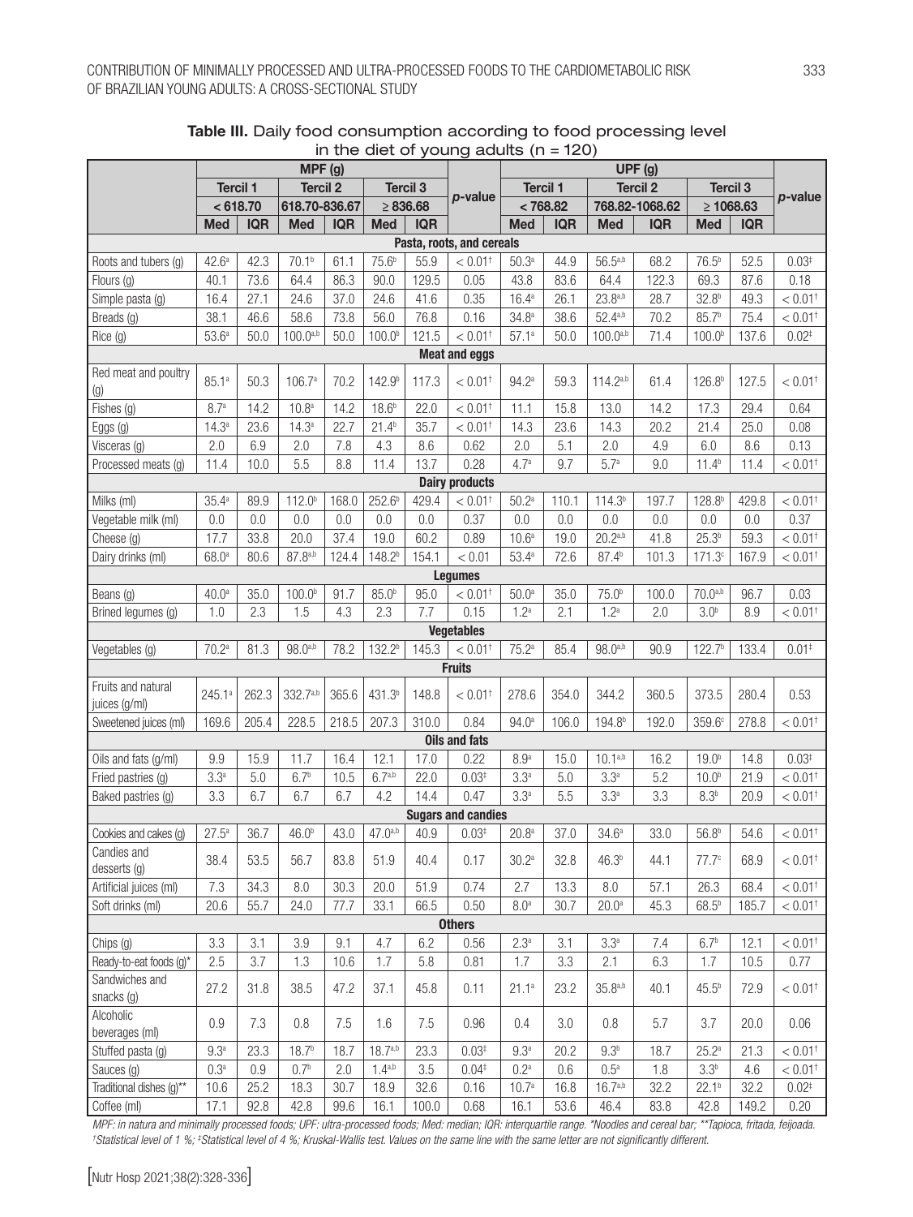**Table III.** Daily food consumption according to food processing level in the diet of young adults (n = 120)

| | MPF (g) | | | | | | | UPF (g) | | | | | | |
|---|---|---|---|---|---|---|---|---|---|---|---|---|---|---|
| | Tercil 1 | | Tercil 2 | | Tercil 3 | | p-value | Tercil 1 | | Tercil 2 | | Tercil 3 | | p-value |
| | < 618.70 | | 618.70-836.67 | | ≥ 836.68 | | | < 768.82 | | 768.82-1068.62 | | ≥ 1068.63 | | |
| | Med | IQR | Med | IQR | Med | IQR | | Med | IQR | Med | IQR | Med | IQR | |
| **Pasta, roots, and cereals** | | | | | | | | | | | | | | |
| Roots and tubers (g) | 42.6[a] | 42.3 | 70.1[b] | 61.1 | 75.6[b] | 55.9 | < 0.01[†] | 50.3[a] | 44.9 | 56.5[a,b] | 68.2 | 76.5[b] | 52.5 | 0.03[‡] |
| Flours (g) | 40.1 | 73.6 | 64.4 | 86.3 | 90.0 | 129.5 | 0.05 | 43.8 | 83.6 | 64.4 | 122.3 | 69.3 | 87.6 | 0.18 |
| Simple pasta (g) | 16.4 | 27.1 | 24.6 | 37.0 | 24.6 | 41.6 | 0.35 | 16.4[a] | 26.1 | 23.8[a,b] | 28.7 | 32.8[b] | 49.3 | < 0.01[†] |
| Breads (g) | 38.1 | 46.6 | 58.6 | 73.8 | 56.0 | 76.8 | 0.16 | 34.8[a] | 38.6 | 52.4[a,b] | 70.2 | 85.7[b] | 75.4 | < 0.01[†] |
| Rice (g) | 53.6[a] | 50.0 | 100.0[a,b] | 50.0 | 100.0[b] | 121.5 | < 0.01[†] | 57.1[a] | 50.0 | 100.0[a,b] | 71.4 | 100.0[b] | 137.6 | 0.02[‡] |
| **Meat and eggs** | | | | | | | | | | | | | | |
| Red meat and poultry (g) | 85.1[a] | 50.3 | 106.7[a] | 70.2 | 142.9[b] | 117.3 | < 0.01[†] | 94.2[a] | 59.3 | 114.2[a,b] | 61.4 | 126.8[b] | 127.5 | < 0.01[†] |
| Fishes (g) | 8.7[a] | 14.2 | 10.8[a] | 14.2 | 18.6[b] | 22.0 | < 0.01[†] | 11.1 | 15.8 | 13.0 | 14.2 | 17.3 | 29.4 | 0.64 |
| Eggs (g) | 14.3[a] | 23.6 | 14.3[a] | 22.7 | 21.4[b] | 35.7 | < 0.01[†] | 14.3 | 23.6 | 14.3 | 20.2 | 21.4 | 25.0 | 0.08 |
| Visceras (g) | 2.0 | 6.9 | 2.0 | 7.8 | 4.3 | 8.6 | 0.62 | 2.0 | 5.1 | 2.0 | 4.9 | 6.0 | 8.6 | 0.13 |
| Processed meats (g) | 11.4 | 10.0 | 5.5 | 8.8 | 11.4 | 13.7 | 0.28 | 4.7[a] | 9.7 | 5.7[a] | 9.0 | 11.4[b] | 11.4 | < 0.01[†] |
| **Dairy products** | | | | | | | | | | | | | | |
| Milks (ml) | 35.4[a] | 89.9 | 112.0[b] | 168.0 | 252.6[b] | 429.4 | < 0.01[†] | 50.2[a] | 110.1 | 114.3[b] | 197.7 | 128.8[b] | 429.8 | < 0.01[†] |
| Vegetable milk (ml) | 0.0 | 0.0 | 0.0 | 0.0 | 0.0 | 0.0 | 0.37 | 0.0 | 0.0 | 0.0 | 0.0 | 0.0 | 0.0 | 0.37 |
| Cheese (g) | 17.7 | 33.8 | 20.0 | 37.4 | 19.0 | 60.2 | 0.89 | 10.6[a] | 19.0 | 20.2[a,b] | 41.8 | 25.3[b] | 59.3 | < 0.01[†] |
| Dairy drinks (ml) | 68.0[a] | 80.6 | 87.8[a,b] | 124.4 | 148.2[b] | 154.1 | < 0.01 | 53.4[a] | 72.6 | 87.4[b] | 101.3 | 171.3[c] | 167.9 | < 0.01[†] |
| **Legumes** | | | | | | | | | | | | | | |
| Beans (g) | 40.0[a] | 35.0 | 100.0[b] | 91.7 | 85.0[b] | 95.0 | < 0.01[†] | 50.0[a] | 35.0 | 75.0[b] | 100.0 | 70.0[a,b] | 96.7 | 0.03 |
| Brined legumes (g) | 1.0 | 2.3 | 1.5 | 4.3 | 2.3 | 7.7 | 0.15 | 1.2[a] | 2.1 | 1.2[a] | 2.0 | 3.0[b] | 8.9 | < 0.01[†] |
| **Vegetables** | | | | | | | | | | | | | | |
| Vegetables (g) | 70.2[a] | 81.3 | 98.0[a,b] | 78.2 | 132.2[b] | 145.3 | < 0.01[†] | 75.2[a] | 85.4 | 98.0[a,b] | 90.9 | 122.7[b] | 133.4 | 0.01[‡] |
| **Fruits** | | | | | | | | | | | | | | |
| Fruits and natural juices (g/ml) | 245.1[a] | 262.3 | 332.7[a,b] | 365.6 | 431.3[b] | 148.8 | < 0.01[†] | 278.6 | 354.0 | 344.2 | 360.5 | 373.5 | 280.4 | 0.53 |
| Sweetened juices (ml) | 169.6 | 205.4 | 228.5 | 218.5 | 207.3 | 310.0 | 0.84 | 94.0[a] | 106.0 | 194.8[b] | 192.0 | 359.6[c] | 278.8 | < 0.01[†] |
| **Oils and fats** | | | | | | | | | | | | | | |
| Oils and fats (g/ml) | 9.9 | 15.9 | 11.7 | 16.4 | 12.1 | 17.0 | 0.22 | 8.9[a] | 15.0 | 10.1[a,b] | 16.2 | 19.0[b] | 14.8 | 0.03[‡] |
| Fried pastries (g) | 3.3[a] | 5.0 | 6.7[b] | 10.5 | 6.7[a,b] | 22.0 | 0.03[‡] | 3.3[a] | 5.0 | 3.3[a] | 5.2 | 10.0[b] | 21.9 | < 0.01[†] |
| Baked pastries (g) | 3.3 | 6.7 | 6.7 | 6.7 | 4.2 | 14.4 | 0.47 | 3.3[a] | 5.5 | 3.3[a] | 3.3 | 8.3[b] | 20.9 | < 0.01[†] |
| **Sugars and candies** | | | | | | | | | | | | | | |
| Cookies and cakes (g) | 27.5[a] | 36.7 | 46.0[b] | 43.0 | 47.0[a,b] | 40.9 | 0.03[‡] | 20.8[a] | 37.0 | 34.6[a] | 33.0 | 56.8[b] | 54.6 | < 0.01[†] |
| Candies and desserts (g) | 38.4 | 53.5 | 56.7 | 83.8 | 51.9 | 40.4 | 0.17 | 30.2[a] | 32.8 | 46.3[b] | 44.1 | 77.7[c] | 68.9 | < 0.01[†] |
| Artificial juices (ml) | 7.3 | 34.3 | 8.0 | 30.3 | 20.0 | 51.9 | 0.74 | 2.7 | 13.3 | 8.0 | 57.1 | 26.3 | 68.4 | < 0.01[†] |
| Soft drinks (ml) | 20.6 | 55.7 | 24.0 | 77.7 | 33.1 | 66.5 | 0.50 | 8.0[a] | 30.7 | 20.0[a] | 45.3 | 68.5[b] | 185.7 | < 0.01[†] |
| **Others** | | | | | | | | | | | | | | |
| Chips (g) | 3.3 | 3.1 | 3.9 | 9.1 | 4.7 | 6.2 | 0.56 | 2.3[a] | 3.1 | 3.3[a] | 7.4 | 6.7[b] | 12.1 | < 0.01[†] |
| Ready-to-eat foods (g)* | 2.5 | 3.7 | 1.3 | 10.6 | 1.7 | 5.8 | 0.81 | 1.7 | 3.3 | 2.1 | 6.3 | 1.7 | 10.5 | 0.77 |
| Sandwiches and snacks (g) | 27.2 | 31.8 | 38.5 | 47.2 | 37.1 | 45.8 | 0.11 | 21.1[a] | 23.2 | 35.8[a,b] | 40.1 | 45.5[b] | 72.9 | < 0.01[†] |
| Alcoholic beverages (ml) | 0.9 | 7.3 | 0.8 | 7.5 | 1.6 | 7.5 | 0.96 | 0.4 | 3.0 | 0.8 | 5.7 | 3.7 | 20.0 | 0.06 |
| Stuffed pasta (g) | 9.3[a] | 23.3 | 18.7[b] | 18.7 | 18.7[a,b] | 23.3 | 0.03[‡] | 9.3[a] | 20.2 | 9.3[b] | 18.7 | 25.2[a] | 21.3 | < 0.01[†] |
| Sauces (g) | 0.3[a] | 0.9 | 0.7[b] | 2.0 | 1.4[a,b] | 3.5 | 0.04[‡] | 0.2[a] | 0.6 | 0.5[a] | 1.8 | 3.3[b] | 4.6 | < 0.01[†] |
| Traditional dishes (g)** | 10.6 | 25.2 | 18.3 | 30.7 | 18.9 | 32.6 | 0.16 | 10.7[a] | 16.8 | 16.7[a,b] | 32.2 | 22.1[b] | 32.2 | 0.02[‡] |
| Coffee (ml) | 17.1 | 92.8 | 42.8 | 99.6 | 16.1 | 100.0 | 0.68 | 16.1 | 53.6 | 46.4 | 83.8 | 42.8 | 149.2 | 0.20 |

*MPF: in natura and minimally processed foods; UPF: ultra-processed foods; Med: median; IQR: interquartile range. \*Noodles and cereal bar; \*\*Tapioca, fritada, feijoada. [†]Statistical level of 1 %; [‡]Statistical level of 4 %; Kruskal-Wallis test. Values on the same line with the same letter are not significantly different.*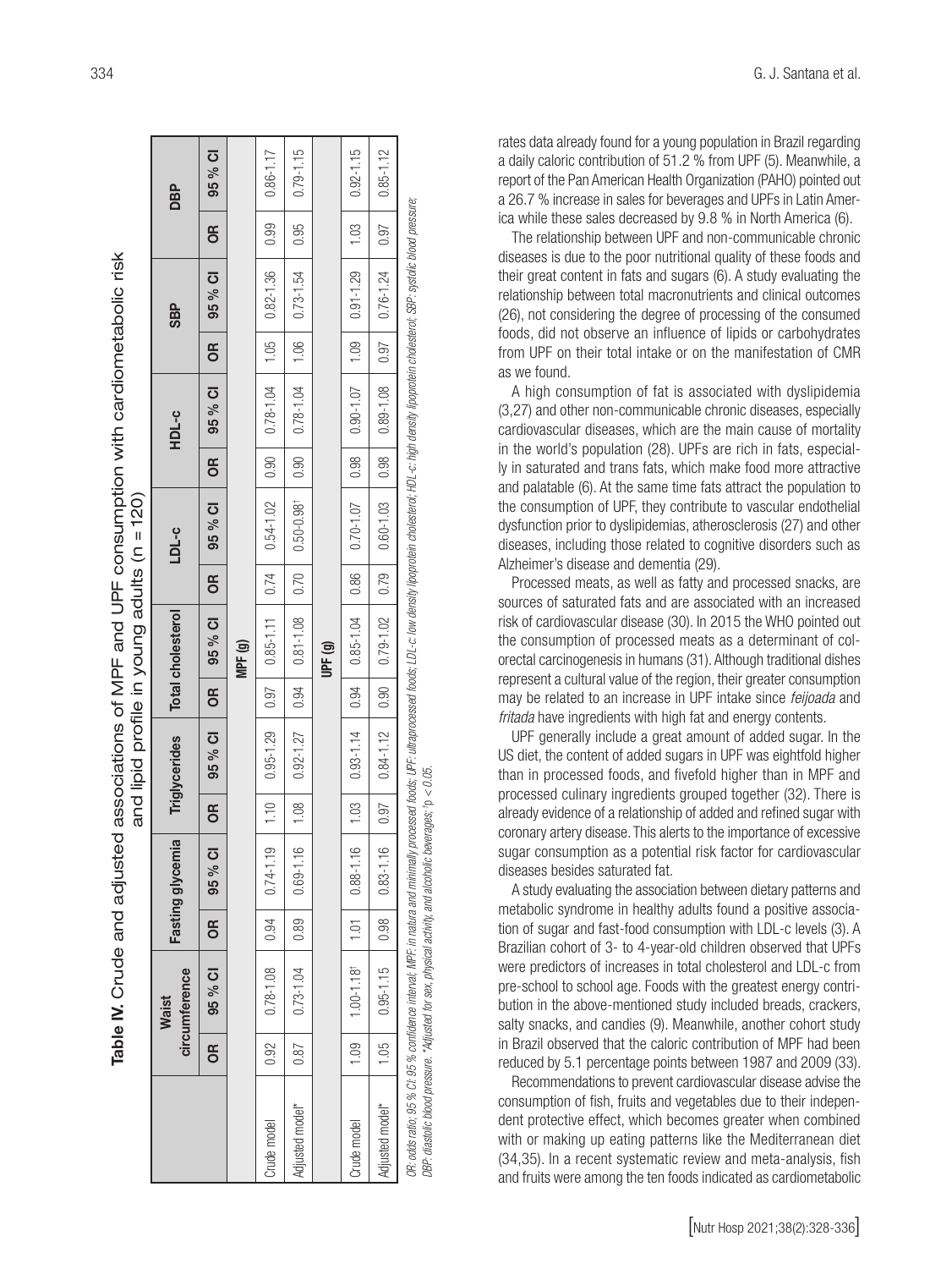**Table IV.** Crude and adjusted associations of MPF and UPF consumption with cardiometabolic risk and lipid profile in young adults (n = 120)

| | Waist circumference | | Fasting glycemia | | Triglycerides | | Total cholesterol | | LDL-c | | HDL-c | | SBP | | DBP | |
|---|---|---|---|---|---|---|---|---|---|---|---|---|---|---|---|---|
| | OR | 95 % CI | OR | 95 % CI | OR | 95 % CI | OR | 95 % CI | OR | 95 % CI | OR | 95 % CI | OR | 95 % CI | OR | 95 % CI |
| **MPF (g)** | | | | | | | | | | | | | | | | |
| Crude model | 0.92 | 0.78-1.08 | 0.94 | 0.74-1.19 | 1.10 | 0.95-1.29 | 0.97 | 0.85-1.11 | 0.74 | 0.54-1.02 | 0.90 | 0.78-1.04 | 1.05 | 0.82-1.36 | 0.99 | 0.86-1.17 |
| Adjusted model* | 0.87 | 0.73-1.04 | 0.89 | 0.69-1.16 | 1.08 | 0.92-1.27 | 0.94 | 0.81-1.08 | 0.70 | 0.50-0.98[†] | 0.90 | 0.78-1.04 | 1.06 | 0.73-1.54 | 0.95 | 0.79-1.15 |
| **UPF (g)** | | | | | | | | | | | | | | | | |
| Crude model | 1.09 | 1.00-1.18[†] | 1.01 | 0.88-1.16 | 1.03 | 0.93-1.14 | 0.94 | 0.85-1.04 | 0.86 | 0.70-1.07 | 0.98 | 0.90-1.07 | 1.09 | 0.91-1.29 | 1.03 | 0.92-1.15 |
| Adjusted model* | 1.05 | 0.95-1.15 | 0.98 | 0.83-1.16 | 0.97 | 0.84-1.12 | 0.90 | 0.79-1.02 | 0.79 | 0.60-1.03 | 0.98 | 0.89-1.08 | 0.97 | 0.76-1.24 | 0.97 | 0.85-1.12 |

*OR: odds ratio; 95 % CI: 95 % confidence interval; MPF: in natura and minimally processed foods; UPF: ultraprocessed foods; LDL-c: low density lipoprotein cholesterol; HDL-c: high density lipoprotein cholesterol; SBP: systolic blood pressure; DBP: diastolic blood pressure. *Adjusted for sex, physical activity, and alcoholic beverages; †p < 0.05.*

rates data already found for a young population in Brazil regarding a daily caloric contribution of 51.2 % from UPF (5). Meanwhile, a report of the Pan American Health Organization (PAHO) pointed out a 26.7 % increase in sales for beverages and UPFs in Latin America while these sales decreased by 9.8 % in North America (6).

The relationship between UPF and non-communicable chronic diseases is due to the poor nutritional quality of these foods and their great content in fats and sugars (6). A study evaluating the relationship between total macronutrients and clinical outcomes (26), not considering the degree of processing of the consumed foods, did not observe an influence of lipids or carbohydrates from UPF on their total intake or on the manifestation of CMR as we found.

A high consumption of fat is associated with dyslipidemia (3,27) and other non-communicable chronic diseases, especially cardiovascular diseases, which are the main cause of mortality in the world's population (28). UPFs are rich in fats, especially in saturated and trans fats, which make food more attractive and palatable (6). At the same time fats attract the population to the consumption of UPF, they contribute to vascular endothelial dysfunction prior to dyslipidemias, atherosclerosis (27) and other diseases, including those related to cognitive disorders such as Alzheimer's disease and dementia (29).

Processed meats, as well as fatty and processed snacks, are sources of saturated fats and are associated with an increased risk of cardiovascular disease (30). In 2015 the WHO pointed out the consumption of processed meats as a determinant of colorectal carcinogenesis in humans (31). Although traditional dishes represent a cultural value of the region, their greater consumption may be related to an increase in UPF intake since *feijoada* and *fritada* have ingredients with high fat and energy contents.

UPF generally include a great amount of added sugar. In the US diet, the content of added sugars in UPF was eightfold higher than in processed foods, and fivefold higher than in MPF and processed culinary ingredients grouped together (32). There is already evidence of a relationship of added and refined sugar with coronary artery disease. This alerts to the importance of excessive sugar consumption as a potential risk factor for cardiovascular diseases besides saturated fat.

A study evaluating the association between dietary patterns and metabolic syndrome in healthy adults found a positive association of sugar and fast-food consumption with LDL-c levels (3). A Brazilian cohort of 3- to 4-year-old children observed that UPFs were predictors of increases in total cholesterol and LDL-c from pre-school to school age. Foods with the greatest energy contribution in the above-mentioned study included breads, crackers, salty snacks, and candies (9). Meanwhile, another cohort study in Brazil observed that the caloric contribution of MPF had been reduced by 5.1 percentage points between 1987 and 2009 (33).

Recommendations to prevent cardiovascular disease advise the consumption of fish, fruits and vegetables due to their independent protective effect, which becomes greater when combined with or making up eating patterns like the Mediterranean diet (34,35). In a recent systematic review and meta-analysis, fish and fruits were among the ten foods indicated as cardiometabolic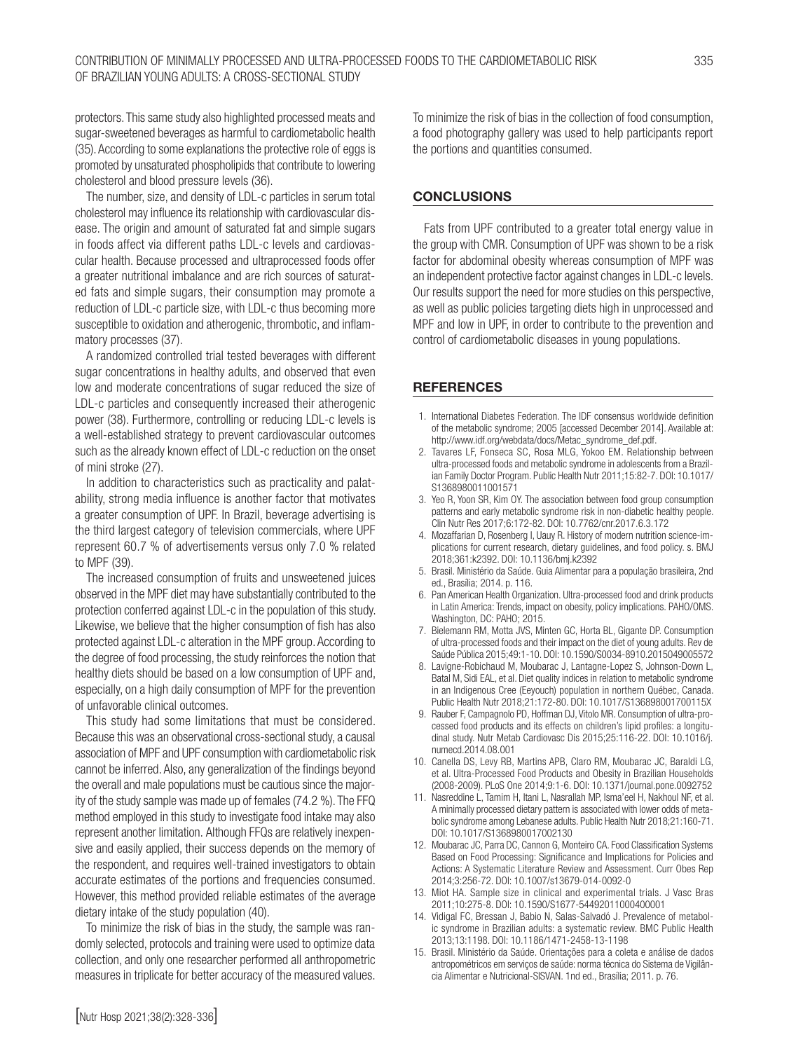protectors. This same study also highlighted processed meats and sugar-sweetened beverages as harmful to cardiometabolic health (35). According to some explanations the protective role of eggs is promoted by unsaturated phospholipids that contribute to lowering cholesterol and blood pressure levels (36).

The number, size, and density of LDL-c particles in serum total cholesterol may influence its relationship with cardiovascular disease. The origin and amount of saturated fat and simple sugars in foods affect via different paths LDL-c levels and cardiovascular health. Because processed and ultraprocessed foods offer a greater nutritional imbalance and are rich sources of saturated fats and simple sugars, their consumption may promote a reduction of LDL-c particle size, with LDL-c thus becoming more susceptible to oxidation and atherogenic, thrombotic, and inflammatory processes (37).

A randomized controlled trial tested beverages with different sugar concentrations in healthy adults, and observed that even low and moderate concentrations of sugar reduced the size of LDL-c particles and consequently increased their atherogenic power (38). Furthermore, controlling or reducing LDL-c levels is a well-established strategy to prevent cardiovascular outcomes such as the already known effect of LDL-c reduction on the onset of mini stroke (27).

In addition to characteristics such as practicality and palatability, strong media influence is another factor that motivates a greater consumption of UPF. In Brazil, beverage advertising is the third largest category of television commercials, where UPF represent 60.7 % of advertisements versus only 7.0 % related to MPF (39).

The increased consumption of fruits and unsweetened juices observed in the MPF diet may have substantially contributed to the protection conferred against LDL-c in the population of this study. Likewise, we believe that the higher consumption of fish has also protected against LDL-c alteration in the MPF group. According to the degree of food processing, the study reinforces the notion that healthy diets should be based on a low consumption of UPF and, especially, on a high daily consumption of MPF for the prevention of unfavorable clinical outcomes.

This study had some limitations that must be considered. Because this was an observational cross-sectional study, a causal association of MPF and UPF consumption with cardiometabolic risk cannot be inferred. Also, any generalization of the findings beyond the overall and male populations must be cautious since the majority of the study sample was made up of females (74.2 %). The FFQ method employed in this study to investigate food intake may also represent another limitation. Although FFQs are relatively inexpensive and easily applied, their success depends on the memory of the respondent, and requires well-trained investigators to obtain accurate estimates of the portions and frequencies consumed. However, this method provided reliable estimates of the average dietary intake of the study population (40).

To minimize the risk of bias in the study, the sample was randomly selected, protocols and training were used to optimize data collection, and only one researcher performed all anthropometric measures in triplicate for better accuracy of the measured values. To minimize the risk of bias in the collection of food consumption, a food photography gallery was used to help participants report the portions and quantities consumed.

## CONCLUSIONS

Fats from UPF contributed to a greater total energy value in the group with CMR. Consumption of UPF was shown to be a risk factor for abdominal obesity whereas consumption of MPF was an independent protective factor against changes in LDL-c levels. Our results support the need for more studies on this perspective, as well as public policies targeting diets high in unprocessed and MPF and low in UPF, in order to contribute to the prevention and control of cardiometabolic diseases in young populations.

## REFERENCES

1. International Diabetes Federation. The IDF consensus worldwide definition of the metabolic syndrome; 2005 [accessed December 2014]. Available at: http://www.idf.org/webdata/docs/Metac_syndrome_def.pdf.
2. Tavares LF, Fonseca SC, Rosa MLG, Yokoo EM. Relationship between ultra-processed foods and metabolic syndrome in adolescents from a Brazilian Family Doctor Program. Public Health Nutr 2011;15:82-7. DOI: 10.1017/S1368980011001571
3. Yeo R, Yoon SR, Kim OY. The association between food group consumption patterns and early metabolic syndrome risk in non-diabetic healthy people. Clin Nutr Res 2017;6:172-82. DOI: 10.7762/cnr.2017.6.3.172
4. Mozaffarian D, Rosenberg I, Uauy R. History of modern nutrition science-implications for current research, dietary guidelines, and food policy. s. BMJ 2018;361:k2392. DOI: 10.1136/bmj.k2392
5. Brasil. Ministério da Saúde. Guia Alimentar para a população brasileira, 2nd ed., Brasília; 2014. p. 116.
6. Pan American Health Organization. Ultra-processed food and drink products in Latin America: Trends, impact on obesity, policy implications. PAHO/OMS. Washington, DC: PAHO; 2015.
7. Bielemann RM, Motta JVS, Minten GC, Horta BL, Gigante DP. Consumption of ultra-processed foods and their impact on the diet of young adults. Rev de Saúde Pública 2015;49:1-10. DOI: 10.1590/S0034-8910.2015049005572
8. Lavigne-Robichaud M, Moubarac J, Lantagne-Lopez S, Johnson-Down L, Batal M, Sidi EAL, et al. Diet quality indices in relation to metabolic syndrome in an Indigenous Cree (Eeyouch) population in northern Québec, Canada. Public Health Nutr 2018;21:172-80. DOI: 10.1017/S136898001700115X
9. Rauber F, Campagnolo PD, Hoffman DJ, Vitolo MR. Consumption of ultra-processed food products and its effects on children's lipid profiles: a longitudinal study. Nutr Metab Cardiovasc Dis 2015;25:116-22. DOI: 10.1016/j.numecd.2014.08.001
10. Canella DS, Levy RB, Martins APB, Claro RM, Moubarac JC, Baraldi LG, et al. Ultra-Processed Food Products and Obesity in Brazilian Households (2008-2009). PLoS One 2014;9:1-6. DOI: 10.1371/journal.pone.0092752
11. Nasreddine L, Tamim H, Itani L, Nasrallah MP, Isma'eel H, Nakhoul NF, et al. A minimally processed dietary pattern is associated with lower odds of metabolic syndrome among Lebanese adults. Public Health Nutr 2018;21:160-71. DOI: 10.1017/S1368980017002130
12. Moubarac JC, Parra DC, Cannon G, Monteiro CA. Food Classification Systems Based on Food Processing: Significance and Implications for Policies and Actions: A Systematic Literature Review and Assessment. Curr Obes Rep 2014;3:256-72. DOI: 10.1007/s13679-014-0092-0
13. Miot HA. Sample size in clinical and experimental trials. J Vasc Bras 2011;10:275-8. DOI: 10.1590/S1677-54492011000400001
14. Vidigal FC, Bressan J, Babio N, Salas-Salvadó J. Prevalence of metabolic syndrome in Brazilian adults: a systematic review. BMC Public Health 2013;13:1198. DOI: 10.1186/1471-2458-13-1198
15. Brasil. Ministério da Saúde. Orientações para a coleta e análise de dados antropométricos em serviços de saúde: norma técnica do Sistema de Vigilância Alimentar e Nutricional-SISVAN. 1nd ed., Brasília; 2011. p. 76.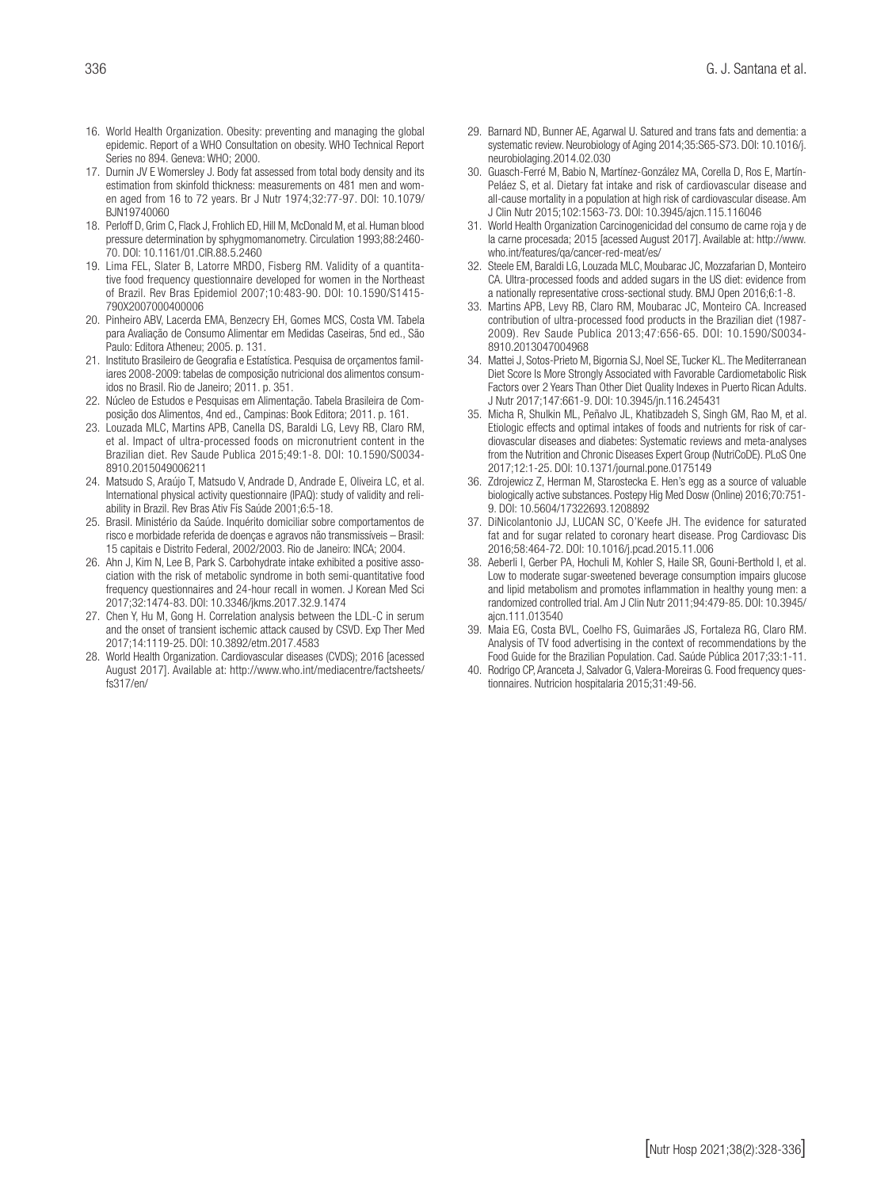16. World Health Organization. Obesity: preventing and managing the global epidemic. Report of a WHO Consultation on obesity. WHO Technical Report Series no 894. Geneva: WHO; 2000.
17. Durnin JV E Womersley J. Body fat assessed from total body density and its estimation from skinfold thickness: measurements on 481 men and women aged from 16 to 72 years. Br J Nutr 1974;32:77-97. DOI: 10.1079/BJN19740060
18. Perloff D, Grim C, Flack J, Frohlich ED, Hill M, McDonald M, et al. Human blood pressure determination by sphygmomanometry. Circulation 1993;88:2460-70. DOI: 10.1161/01.CIR.88.5.2460
19. Lima FEL, Slater B, Latorre MRDO, Fisberg RM. Validity of a quantitative food frequency questionnaire developed for women in the Northeast of Brazil. Rev Bras Epidemiol 2007;10:483-90. DOI: 10.1590/S1415-790X2007000400006
20. Pinheiro ABV, Lacerda EMA, Benzecry EH, Gomes MCS, Costa VM. Tabela para Avaliação de Consumo Alimentar em Medidas Caseiras, 5nd ed., São Paulo: Editora Atheneu; 2005. p. 131.
21. Instituto Brasileiro de Geografia e Estatística. Pesquisa de orçamentos familiares 2008-2009: tabelas de composição nutricional dos alimentos consumidos no Brasil. Rio de Janeiro; 2011. p. 351.
22. Núcleo de Estudos e Pesquisas em Alimentação. Tabela Brasileira de Composição dos Alimentos, 4nd ed., Campinas: Book Editora; 2011. p. 161.
23. Louzada MLC, Martins APB, Canella DS, Baraldi LG, Levy RB, Claro RM, et al. Impact of ultra-processed foods on micronutrient content in the Brazilian diet. Rev Saude Publica 2015;49:1-8. DOI: 10.1590/S0034-8910.2015049006211
24. Matsudo S, Araújo T, Matsudo V, Andrade D, Andrade E, Oliveira LC, et al. International physical activity questionnaire (IPAQ): study of validity and reliability in Brazil. Rev Bras Ativ Fís Saúde 2001;6:5-18.
25. Brasil. Ministério da Saúde. Inquérito domiciliar sobre comportamentos de risco e morbidade referida de doenças e agravos não transmissíveis – Brasil: 15 capitais e Distrito Federal, 2002/2003. Rio de Janeiro: INCA; 2004.
26. Ahn J, Kim N, Lee B, Park S. Carbohydrate intake exhibited a positive association with the risk of metabolic syndrome in both semi-quantitative food frequency questionnaires and 24-hour recall in women. J Korean Med Sci 2017;32:1474-83. DOI: 10.3346/jkms.2017.32.9.1474
27. Chen Y, Hu M, Gong H. Correlation analysis between the LDL-C in serum and the onset of transient ischemic attack caused by CSVD. Exp Ther Med 2017;14:1119-25. DOI: 10.3892/etm.2017.4583
28. World Health Organization. Cardiovascular diseases (CVDS); 2016 [acessed August 2017]. Available at: http://www.who.int/mediacentre/factsheets/fs317/en/
29. Barnard ND, Bunner AE, Agarwal U. Satured and trans fats and dementia: a systematic review. Neurobiology of Aging 2014;35:S65-S73. DOI: 10.1016/j.neurobiolaging.2014.02.030
30. Guasch-Ferré M, Babio N, Martínez-González MA, Corella D, Ros E, Martín-Peláez S, et al. Dietary fat intake and risk of cardiovascular disease and all-cause mortality in a population at high risk of cardiovascular disease. Am J Clin Nutr 2015;102:1563-73. DOI: 10.3945/ajcn.115.116046
31. World Health Organization Carcinogenicidad del consumo de carne roja y de la carne procesada; 2015 [acessed August 2017]. Available at: http://www.who.int/features/qa/cancer-red-meat/es/
32. Steele EM, Baraldi LG, Louzada MLC, Moubarac JC, Mozzafarian D, Monteiro CA. Ultra-processed foods and added sugars in the US diet: evidence from a nationally representative cross-sectional study. BMJ Open 2016;6:1-8.
33. Martins APB, Levy RB, Claro RM, Moubarac JC, Monteiro CA. Increased contribution of ultra-processed food products in the Brazilian diet (1987-2009). Rev Saude Publica 2013;47:656-65. DOI: 10.1590/S0034-8910.2013047004968
34. Mattei J, Sotos-Prieto M, Bigornia SJ, Noel SE, Tucker KL. The Mediterranean Diet Score Is More Strongly Associated with Favorable Cardiometabolic Risk Factors over 2 Years Than Other Diet Quality Indexes in Puerto Rican Adults. J Nutr 2017;147:661-9. DOI: 10.3945/jn.116.245431
35. Micha R, Shulkin ML, Peñalvo JL, Khatibzadeh S, Singh GM, Rao M, et al. Etiologic effects and optimal intakes of foods and nutrients for risk of cardiovascular diseases and diabetes: Systematic reviews and meta-analyses from the Nutrition and Chronic Diseases Expert Group (NutriCoDE). PLoS One 2017;12:1-25. DOI: 10.1371/journal.pone.0175149
36. Zdrojewicz Z, Herman M, Starostecka E. Hen's egg as a source of valuable biologically active substances. Postepy Hig Med Dosw (Online) 2016;70:751-9. DOI: 10.5604/17322693.1208892
37. DiNicolantonio JJ, LUCAN SC, O'Keefe JH. The evidence for saturated fat and for sugar related to coronary heart disease. Prog Cardiovasc Dis 2016;58:464-72. DOI: 10.1016/j.pcad.2015.11.006
38. Aeberli I, Gerber PA, Hochuli M, Kohler S, Haile SR, Gouni-Berthold I, et al. Low to moderate sugar-sweetened beverage consumption impairs glucose and lipid metabolism and promotes inflammation in healthy young men: a randomized controlled trial. Am J Clin Nutr 2011;94:479-85. DOI: 10.3945/ajcn.111.013540
39. Maia EG, Costa BVL, Coelho FS, Guimarães JS, Fortaleza RG, Claro RM. Analysis of TV food advertising in the context of recommendations by the Food Guide for the Brazilian Population. Cad. Saúde Pública 2017;33:1-11.
40. Rodrigo CP, Aranceta J, Salvador G, Valera-Moreiras G. Food frequency questionnaires. Nutricion hospitalaria 2015;31:49-56.